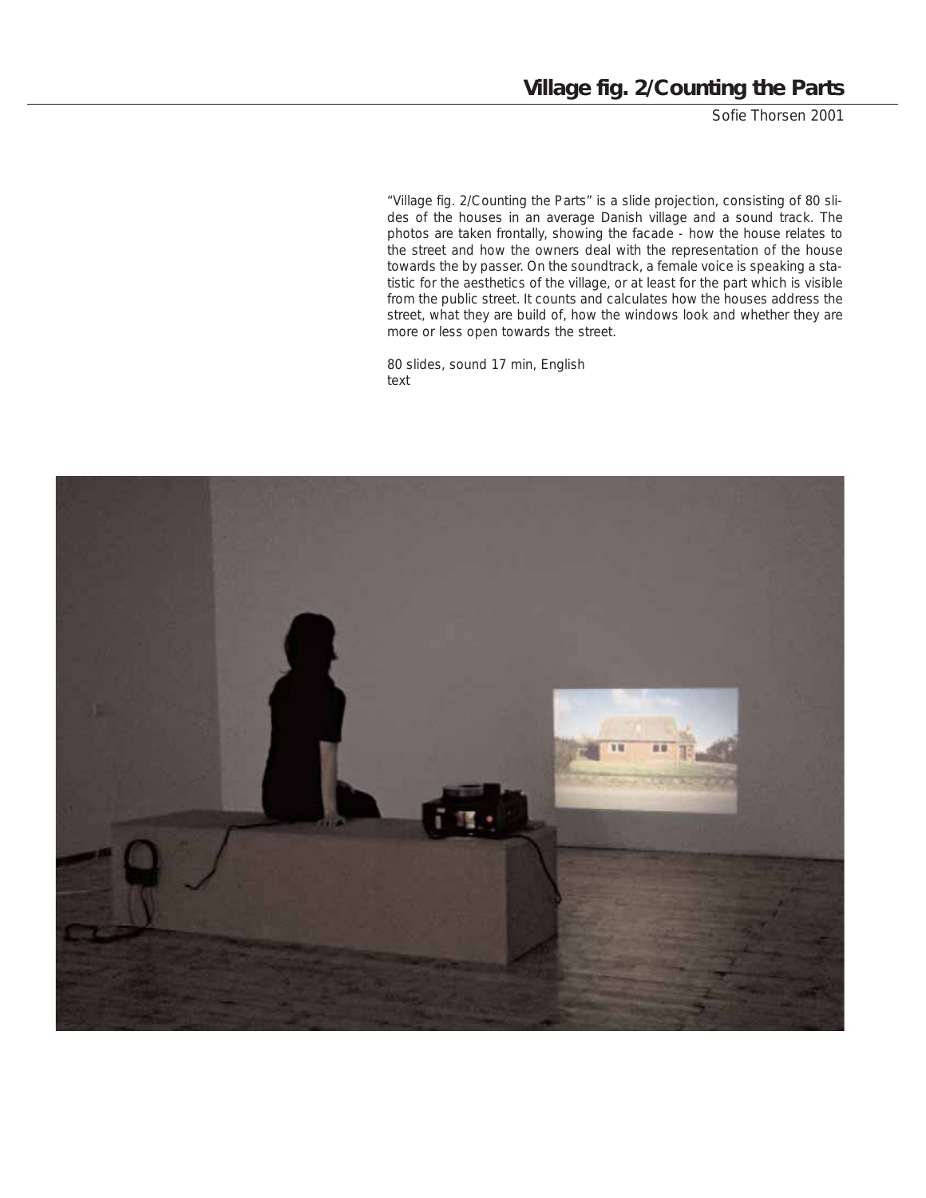# Village fig. 2/Counting the Parts

Sofie Thorsen 2001

"Village fig. 2/Counting the Parts" is a slide projection, consisting of 80 slides of the houses in an average Danish village and a sound track. The photos are taken frontally, showing the facade - how the house relates to the street and how the owners deal with the representation of the house towards the by passer. On the soundtrack, a female voice is speaking a statistic for the aesthetics of the village, or at least for the part which is visible from the public street. It counts and calculates how the houses address the street, what they are build of, how the windows look and whether they are more or less open towards the street.

80 slides, sound 17 min, English text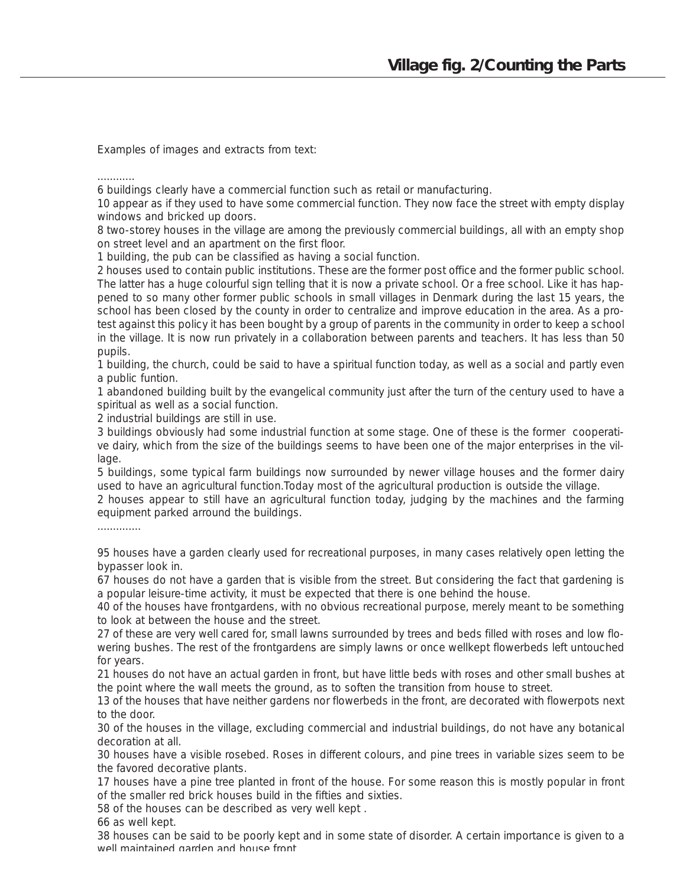## Village fig. 2/Counting the Parts

Examples of images and extracts from text:

............

6 buildings clearly have a commercial function such as retail or manufacturing.

10 appear as if they used to have some commercial function. They now face the street with empty display windows and bricked up doors.

8 two-storey houses in the village are among the previously commercial buildings, all with an empty shop on street level and an apartment on the first floor.

1 building, the pub can be classified as having a social function.

2 houses used to contain public institutions. These are the former post office and the former public school. The latter has a huge colourful sign telling that it is now a private school. Or a free school. Like it has happened to so many other former public schools in small villages in Denmark during the last 15 years, the school has been closed by the county in order to centralize and improve education in the area. As a protest against this policy it has been bought by a group of parents in the community in order to keep a school in the village. It is now run privately in a collaboration between parents and teachers. It has less than 50 pupils.

1 building, the church, could be said to have a spiritual function today, as well as a social and partly even a public funtion.

1 abandoned building built by the evangelical community just after the turn of the century used to have a spiritual as well as a social function.

2 industrial buildings are still in use.

3 buildings obviously had some industrial function at some stage. One of these is the former cooperative dairy, which from the size of the buildings seems to have been one of the major enterprises in the village.

5 buildings, some typical farm buildings now surrounded by newer village houses and the former dairy used to have an agricultural function.Today most of the agricultural production is outside the village.

2 houses appear to still have an agricultural function today, judging by the machines and the farming equipment parked arround the buildings.

..............

95 houses have a garden clearly used for recreational purposes, in many cases relatively open letting the bypasser look in.

67 houses do not have a garden that is visible from the street. But considering the fact that gardening is a popular leisure-time activity, it must be expected that there is one behind the house.

40 of the houses have frontgardens, with no obvious recreational purpose, merely meant to be something to look at between the house and the street.

27 of these are very well cared for, small lawns surrounded by trees and beds filled with roses and low flowering bushes. The rest of the frontgardens are simply lawns or once wellkept flowerbeds left untouched for years.

21 houses do not have an actual garden in front, but have little beds with roses and other small bushes at the point where the wall meets the ground, as to soften the transition from house to street.

13 of the houses that have neither gardens nor flowerbeds in the front, are decorated with flowerpots next to the door.

30 of the houses in the village, excluding commercial and industrial buildings, do not have any botanical decoration at all.

30 houses have a visible rosebed. Roses in different colours, and pine trees in variable sizes seem to be the favored decorative plants.

17 houses have a pine tree planted in front of the house. For some reason this is mostly popular in front of the smaller red brick houses build in the fifties and sixties.

58 of the houses can be described as very well kept .

66 as well kept.

38 houses can be said to be poorly kept and in some state of disorder. A certain importance is given to a well maintained garden and house front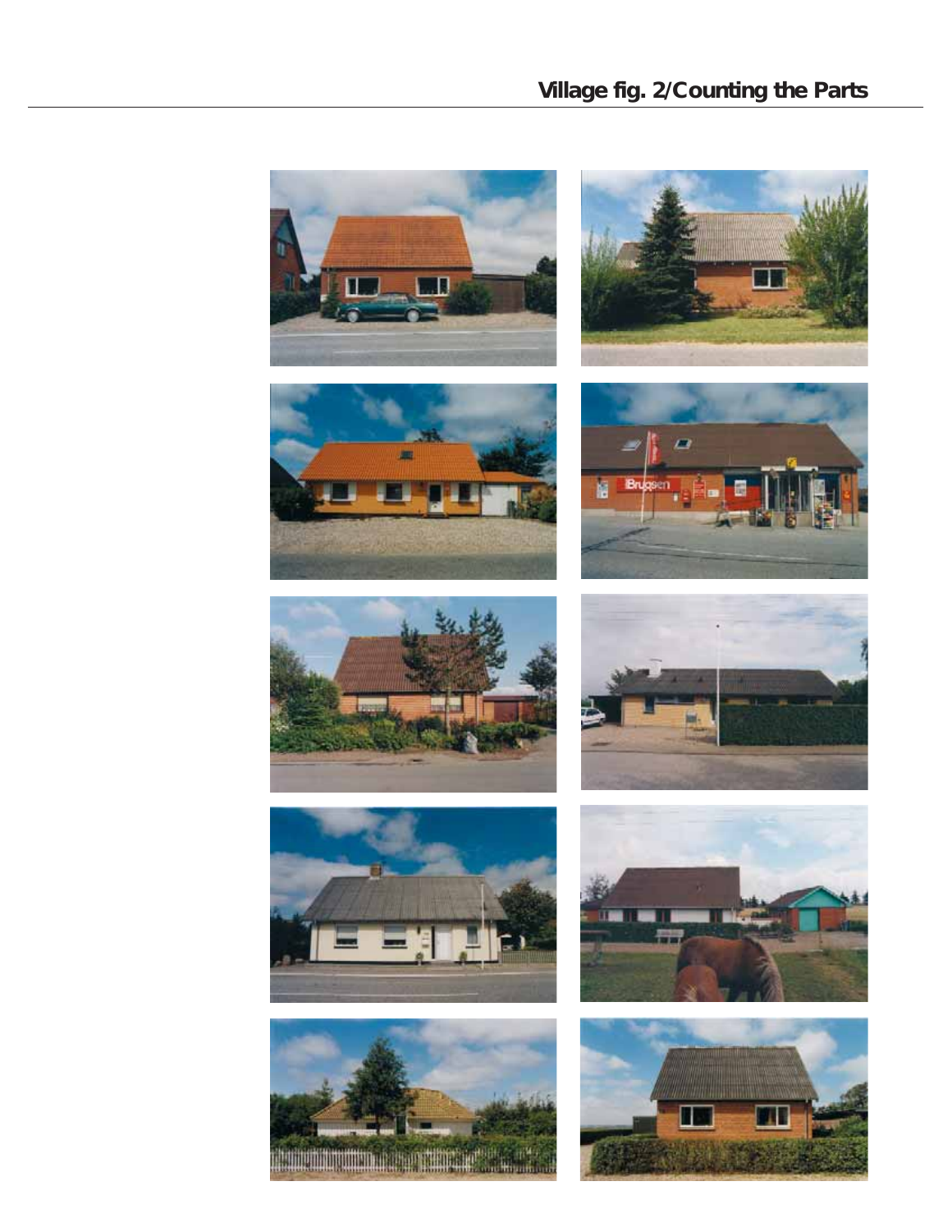# Village fig. 2/Counting the Parts